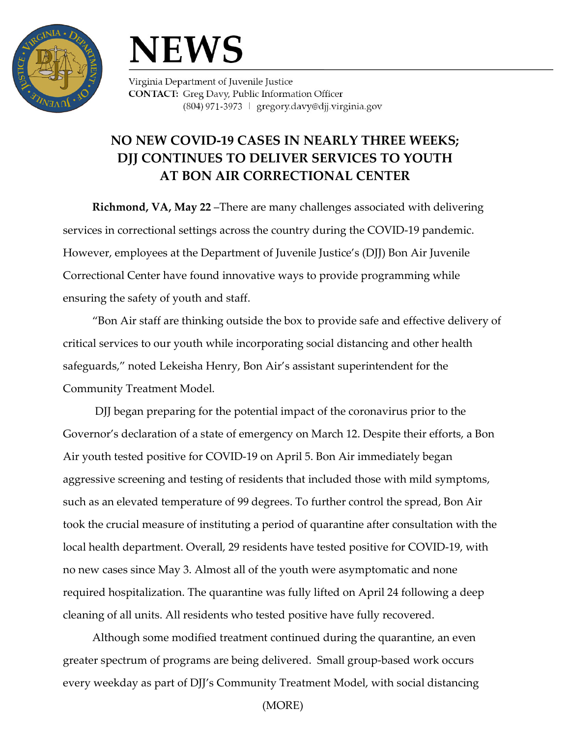# NEWS

Virginia Department of Juvenile Justice
**CONTACT:** Greg Davy, Public Information Officer
(804) 971-3973 | gregory.davy@djj.virginia.gov

## NO NEW COVID-19 CASES IN NEARLY THREE WEEKS; DJJ CONTINUES TO DELIVER SERVICES TO YOUTH AT BON AIR CORRECTIONAL CENTER

**Richmond, VA, May 22** –There are many challenges associated with delivering services in correctional settings across the country during the COVID-19 pandemic. However, employees at the Department of Juvenile Justice's (DJJ) Bon Air Juvenile Correctional Center have found innovative ways to provide programming while ensuring the safety of youth and staff.

"Bon Air staff are thinking outside the box to provide safe and effective delivery of critical services to our youth while incorporating social distancing and other health safeguards," noted Lekeisha Henry, Bon Air's assistant superintendent for the Community Treatment Model.

DJJ began preparing for the potential impact of the coronavirus prior to the Governor's declaration of a state of emergency on March 12. Despite their efforts, a Bon Air youth tested positive for COVID-19 on April 5. Bon Air immediately began aggressive screening and testing of residents that included those with mild symptoms, such as an elevated temperature of 99 degrees. To further control the spread, Bon Air took the crucial measure of instituting a period of quarantine after consultation with the local health department. Overall, 29 residents have tested positive for COVID-19, with no new cases since May 3. Almost all of the youth were asymptomatic and none required hospitalization. The quarantine was fully lifted on April 24 following a deep cleaning of all units. All residents who tested positive have fully recovered.

Although some modified treatment continued during the quarantine, an even greater spectrum of programs are being delivered. Small group-based work occurs every weekday as part of DJJ's Community Treatment Model, with social distancing

(MORE)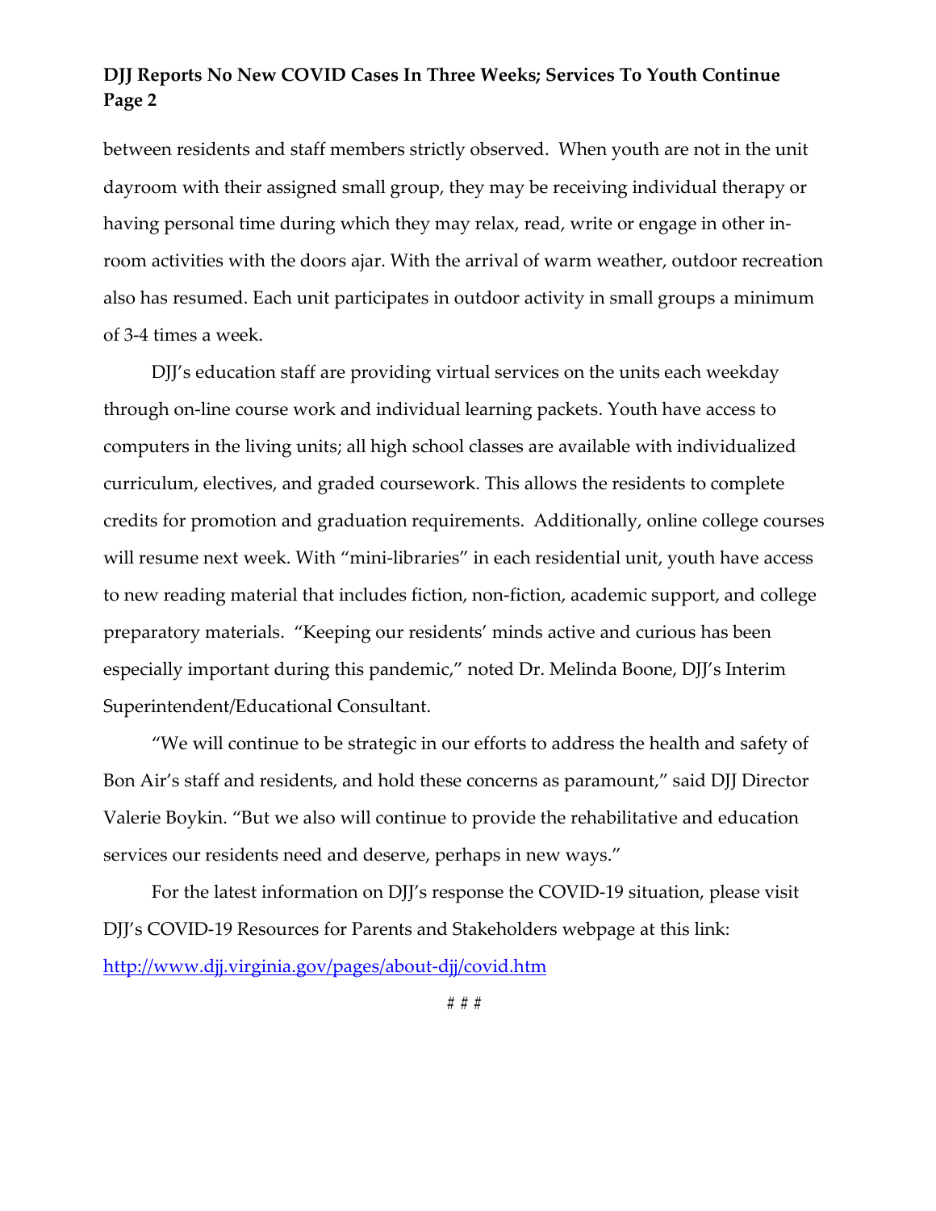between residents and staff members strictly observed. When youth are not in the unit dayroom with their assigned small group, they may be receiving individual therapy or having personal time during which they may relax, read, write or engage in other in-room activities with the doors ajar. With the arrival of warm weather, outdoor recreation also has resumed. Each unit participates in outdoor activity in small groups a minimum of 3-4 times a week.

DJJ's education staff are providing virtual services on the units each weekday through on-line course work and individual learning packets. Youth have access to computers in the living units; all high school classes are available with individualized curriculum, electives, and graded coursework. This allows the residents to complete credits for promotion and graduation requirements. Additionally, online college courses will resume next week. With "mini-libraries" in each residential unit, youth have access to new reading material that includes fiction, non-fiction, academic support, and college preparatory materials. "Keeping our residents' minds active and curious has been especially important during this pandemic," noted Dr. Melinda Boone, DJJ's Interim Superintendent/Educational Consultant.

"We will continue to be strategic in our efforts to address the health and safety of Bon Air's staff and residents, and hold these concerns as paramount," said DJJ Director Valerie Boykin. "But we also will continue to provide the rehabilitative and education services our residents need and deserve, perhaps in new ways."

For the latest information on DJJ's response the COVID-19 situation, please visit DJJ's COVID-19 Resources for Parents and Stakeholders webpage at this link: [http://www.djj.virginia.gov/pages/about-djj/covid.htm](http://www.djj.virginia.gov/pages/about-djj/covid.htm)

# # #